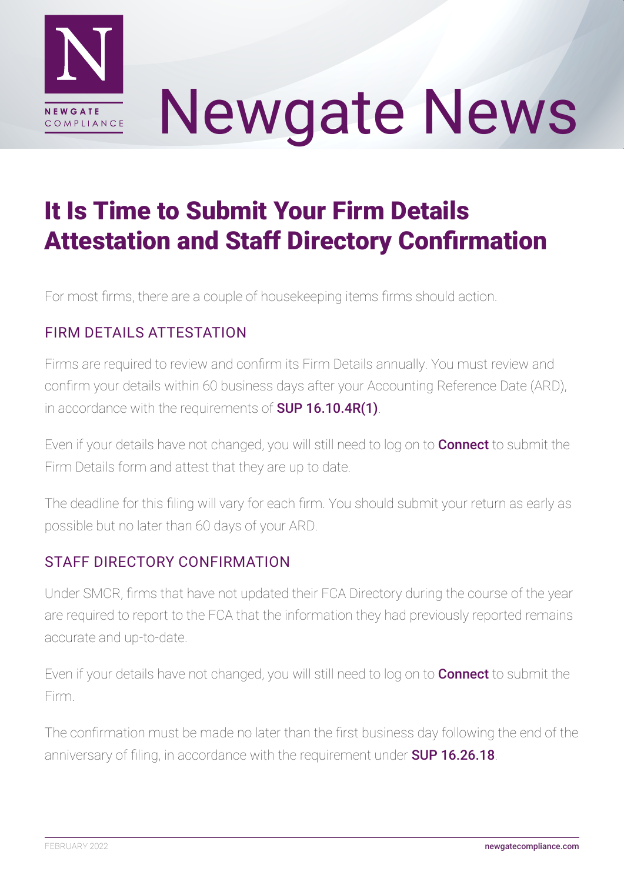# Newgate News

## It Is Time to Submit Your Firm Details Attestation and Staff Directory Confirmation

For most firms, there are a couple of housekeeping items firms should action.

### FIRM DETAILS ATTESTATION

Firms are required to review and confirm its Firm Details annually. You must review and confirm your details within 60 business days after your Accounting Reference Date (ARD), in accordance with the requirements of **SUP 16.10.4R(1)**.

Even if your details have not changed, you will still need to log on to **Connect** to submit the Firm Details form and attest that they are up to date.

The deadline for this filing will vary for each firm. You should submit your return as early as possible but no later than 60 days of your ARD.

### STAFF DIRECTORY CONFIRMATION

Under SMCR, firms that have not updated their FCA Directory during the course of the year are required to report to the FCA that the information they had previously reported remains accurate and up-to-date.

Even if your details have not changed, you will still need to log on to **Connect** to submit the Firm.

The confirmation must be made no later than the first business day following the end of the anniversary of filing, in accordance with the requirement under **SUP 16.26.18**.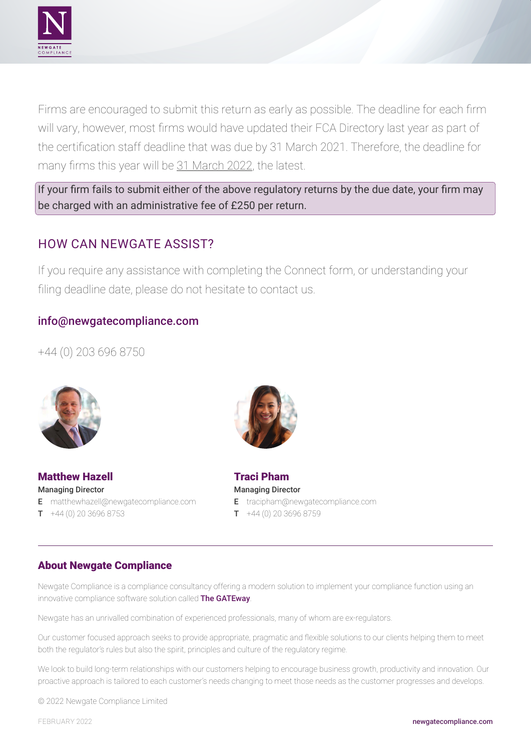Firms are encouraged to submit this return as early as possible. The deadline for each firm will vary, however, most firms would have updated their FCA Directory last year as part of the certification staff deadline that was due by 31 March 2021. Therefore, the deadline for many firms this year will be 31 March 2022, the latest.

If your firm fails to submit either of the above regulatory returns by the due date, your firm may be charged with an administrative fee of £250 per return.

## HOW CAN NEWGATE ASSIST?

If you require any assistance with completing the Connect form, or understanding your filing deadline date, please do not hesitate to contact us.

info@newgatecompliance.com

+44 (0) 203 696 8750

**Matthew Hazell**
**Managing Director**
**E** matthewhazell@newgatecompliance.com
**T** +44 (0) 20 3696 8753

**Traci Pham**
**Managing Director**
**E** tracipham@newgatecompliance.com
**T** +44 (0) 20 3696 8759

### About Newgate Compliance

Newgate Compliance is a compliance consultancy offering a modern solution to implement your compliance function using an innovative compliance software solution called **The GATEway**

Newgate has an unrivalled combination of experienced professionals, many of whom are ex-regulators.

Our customer focused approach seeks to provide appropriate, pragmatic and flexible solutions to our clients helping them to meet both the regulator's rules but also the spirit, principles and culture of the regulatory regime.

We look to build long-term relationships with our customers helping to encourage business growth, productivity and innovation. Our proactive approach is tailored to each customer's needs changing to meet those needs as the customer progresses and develops.

© 2022 Newgate Compliance Limited

FEBRUARY 2022